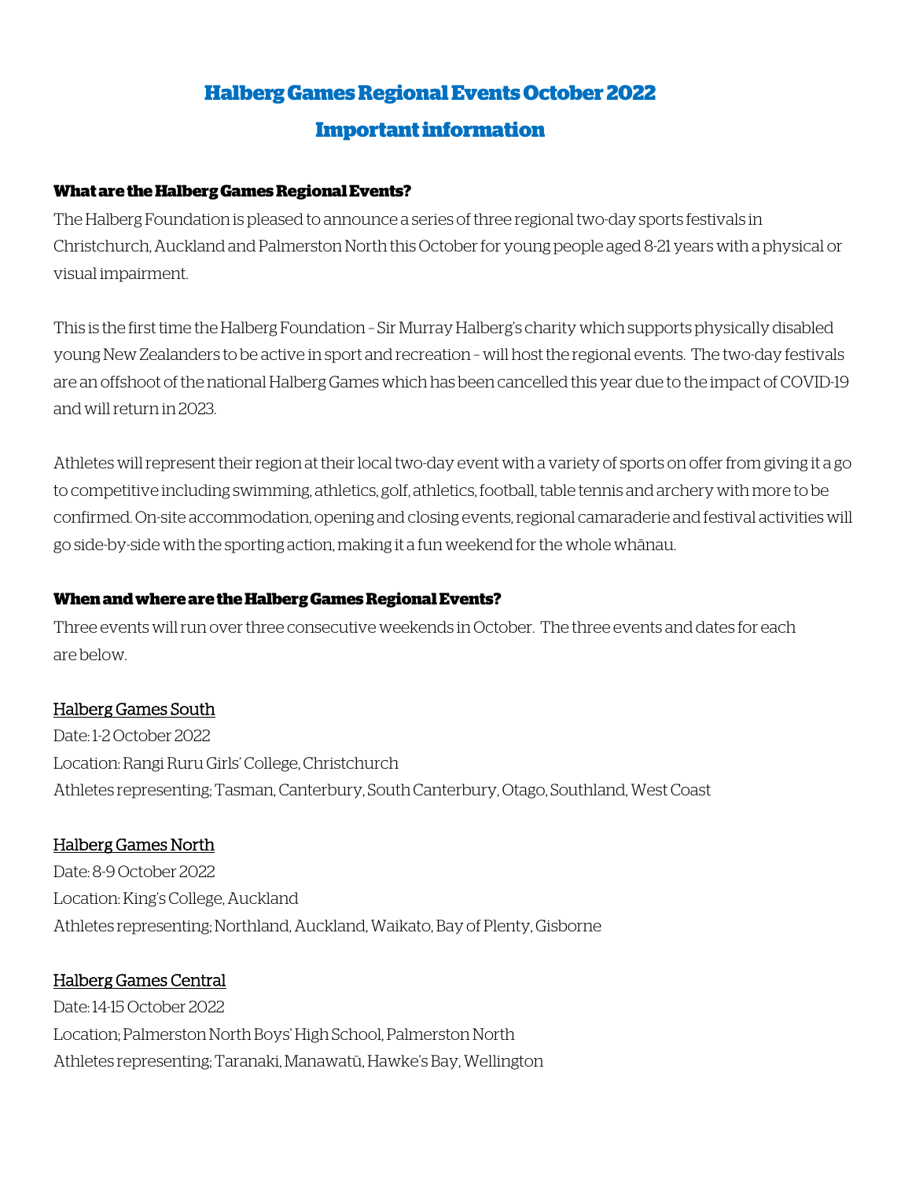# Halberg Games Regional Events October 2022

# Important information

**What are the Halberg Games Regional Events?**

The Halberg Foundation is pleased to announce a series of three regional two-day sports festivals in Christchurch, Auckland and Palmerston North this October for young people aged 8-21 years with a physical or visual impairment.

This is the first time the Halberg Foundation – Sir Murray Halberg's charity which supports physically disabled young New Zealanders to be active in sport and recreation – will host the regional events. The two-day festivals are an offshoot of the national Halberg Games which has been cancelled this year due to the impact of COVID-19 and will return in 2023.

Athletes will represent their region at their local two-day event with a variety of sports on offer from giving it a go to competitive including swimming, athletics, golf, athletics, football, table tennis and archery with more to be confirmed. On-site accommodation, opening and closing events, regional camaraderie and festival activities will go side-by-side with the sporting action, making it a fun weekend for the whole whānau.

**When and where are the Halberg Games Regional Events?**

Three events will run over three consecutive weekends in October. The three events and dates for each are below.

<u>Halberg Games South</u>

Date: 1-2 October 2022

Location: Rangi Ruru Girls' College, Christchurch

Athletes representing; Tasman, Canterbury, South Canterbury, Otago, Southland, West Coast

<u>Halberg Games North</u>

Date: 8-9 October 2022

Location: King's College, Auckland

Athletes representing; Northland, Auckland, Waikato, Bay of Plenty, Gisborne

<u>Halberg Games Central</u>

Date: 14-15 October 2022

Location; Palmerston North Boys' High School, Palmerston North

Athletes representing; Taranaki, Manawatū, Hawke's Bay, Wellington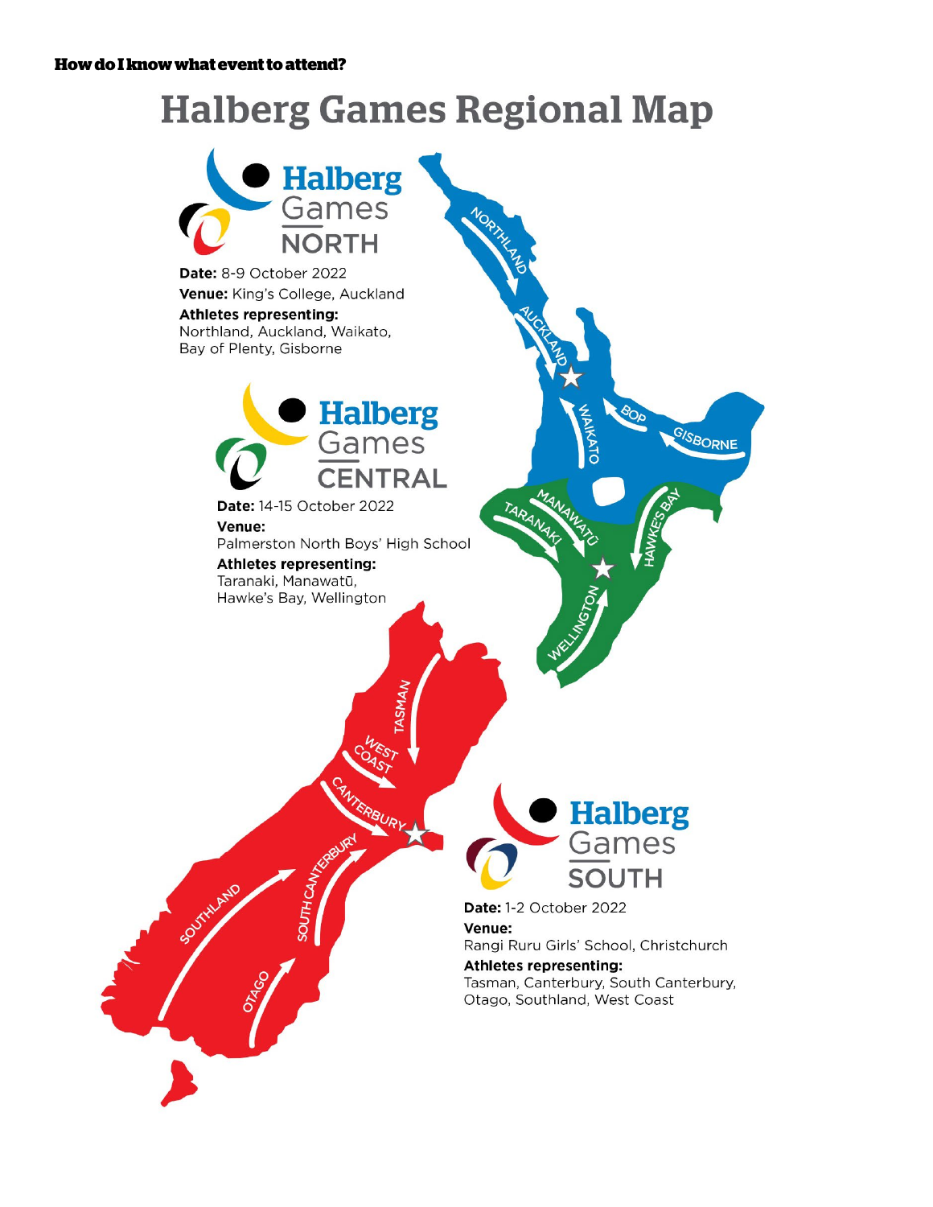**How do I know what event to attend?**

# Halberg Games Regional Map

## Halberg Games NORTH

**Date:** 8-9 October 2022
**Venue:** King's College, Auckland
**Athletes representing:**
Northland, Auckland, Waikato, Bay of Plenty, Gisborne

## Halberg Games CENTRAL

**Date:** 14-15 October 2022
**Venue:**
Palmerston North Boys' High School
**Athletes representing:**
Taranaki, Manawatū, Hawke's Bay, Wellington

## Halberg Games SOUTH

**Date:** 1-2 October 2022
**Venue:**
Rangi Ruru Girls' School, Christchurch
**Athletes representing:**
Tasman, Canterbury, South Canterbury, Otago, Southland, West Coast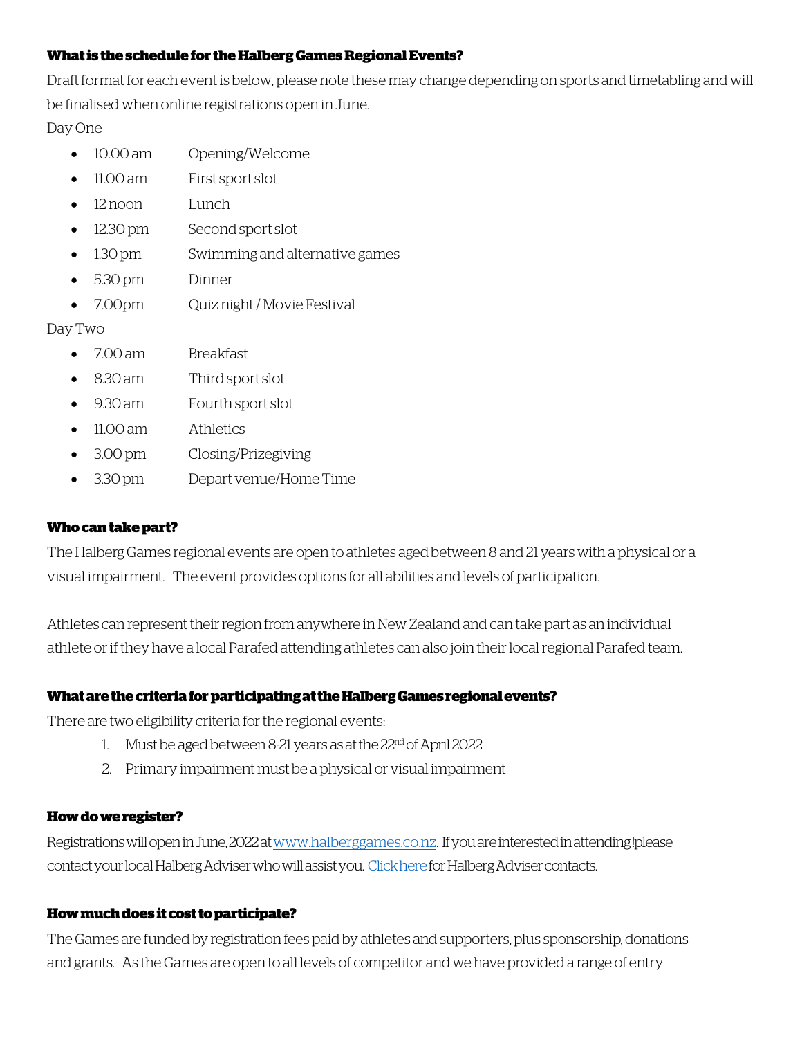**What is the schedule for the Halberg Games Regional Events?**

Draft format for each event is below, please note these may change depending on sports and timetabling and will be finalised when online registrations open in June.

Day One

- 10.00 am Opening/Welcome
- 11.00 am First sport slot
- 12 noon Lunch
- 12.30 pm Second sport slot
- 1.30 pm Swimming and alternative games
- 5.30 pm Dinner
- 7.00pm Quiz night / Movie Festival

Day Two

- 7.00 am Breakfast
- 8.30 am Third sport slot
- 9.30 am Fourth sport slot
- 11.00 am Athletics
- 3.00 pm Closing/Prizegiving
- 3.30 pm Depart venue/Home Time

**Who can take part?**

The Halberg Games regional events are open to athletes aged between 8 and 21 years with a physical or a visual impairment. The event provides options for all abilities and levels of participation.

Athletes can represent their region from anywhere in New Zealand and can take part as an individual athlete or if they have a local Parafed attending athletes can also join their local regional Parafed team.

**What are the criteria for participating at the Halberg Games regional events?**

There are two eligibility criteria for the regional events:

1. Must be aged between 8-21 years as at the 22nd of April 2022
2. Primary impairment must be a physical or visual impairment

**How do we register?**

Registrations will open in June, 2022 at www.halberggames.co.nz. If you are interested in attending please contact your local Halberg Adviser who will assist you. Click here for Halberg Adviser contacts.

**How much does it cost to participate?**

The Games are funded by registration fees paid by athletes and supporters, plus sponsorship, donations and grants. As the Games are open to all levels of competitor and we have provided a range of entry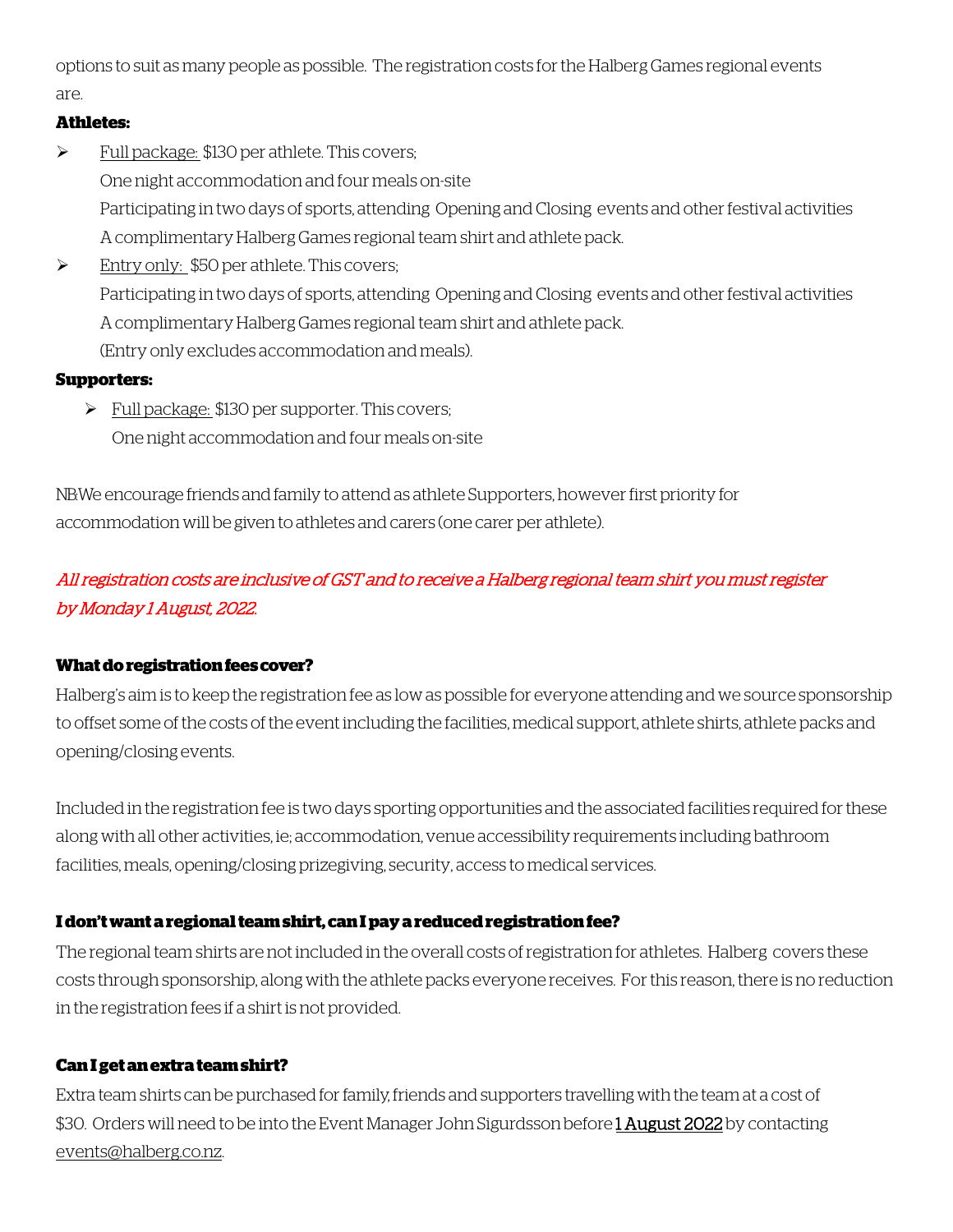options to suit as many people as possible. The registration costs for the Halberg Games regional events are.

**Athletes:**

- Full package: $130 per athlete. This covers;
  One night accommodation and four meals on-site
  Participating in two days of sports, attending Opening and Closing events and other festival activities
  A complimentary Halberg Games regional team shirt and athlete pack.
- Entry only: $50 per athlete. This covers;
  Participating in two days of sports, attending Opening and Closing events and other festival activities
  A complimentary Halberg Games regional team shirt and athlete pack.
  (Entry only excludes accommodation and meals).

**Supporters:**

- Full package: $130 per supporter. This covers;
  One night accommodation and four meals on-site

NB:We encourage friends and family to attend as athlete Supporters, however first priority for accommodation will be given to athletes and carers (one carer per athlete).

*All registration costs are inclusive of GST and to receive a Halberg regional team shirt you must register by Monday 1 August, 2022.*

**What do registration fees cover?**

Halberg's aim is to keep the registration fee as low as possible for everyone attending and we source sponsorship to offset some of the costs of the event including the facilities, medical support, athlete shirts, athlete packs and opening/closing events.

Included in the registration fee is two days sporting opportunities and the associated facilities required for these along with all other activities, ie; accommodation, venue accessibility requirements including bathroom facilities, meals, opening/closing prizegiving, security, access to medical services.

**I don't want a regional team shirt, can I pay a reduced registration fee?**

The regional team shirts are not included in the overall costs of registration for athletes. Halberg covers these costs through sponsorship, along with the athlete packs everyone receives. For this reason, there is no reduction in the registration fees if a shirt is not provided.

**Can I get an extra team shirt?**

Extra team shirts can be purchased for family, friends and supporters travelling with the team at a cost of $30. Orders will need to be into the Event Manager John Sigurdsson before 1 August 2022 by contacting events@halberg.co.nz.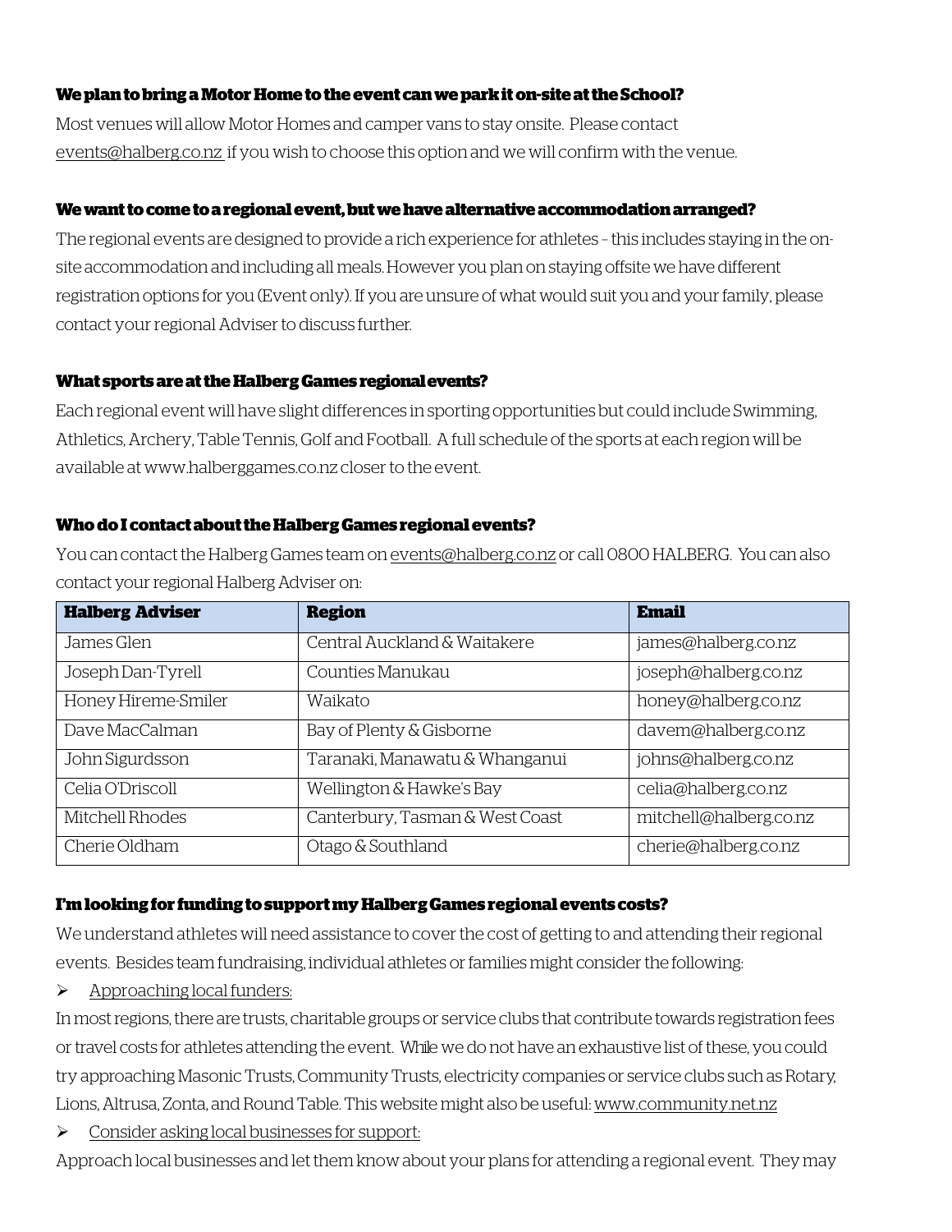**We plan to bring a Motor Home to the event can we park it on-site at the School?**

Most venues will allow Motor Homes and camper vans to stay onsite. Please contact events@halberg.co.nz if you wish to choose this option and we will confirm with the venue.

**We want to come to a regional event, but we have alternative accommodation arranged?**

The regional events are designed to provide a rich experience for athletes – this includes staying in the on-site accommodation and including all meals. However you plan on staying offsite we have different registration options for you (Event only). If you are unsure of what would suit you and your family, please contact your regional Adviser to discuss further.

**What sports are at the Halberg Games regional events?**

Each regional event will have slight differences in sporting opportunities but could include Swimming, Athletics, Archery, Table Tennis, Golf and Football. A full schedule of the sports at each region will be available at www.halberggames.co.nz closer to the event.

**Who do I contact about the Halberg Games regional events?**

You can contact the Halberg Games team on events@halberg.co.nz or call 0800 HALBERG. You can also contact your regional Halberg Adviser on:

| Halberg Adviser | Region | Email |
| --- | --- | --- |
| James Glen | Central Auckland & Waitakere | james@halberg.co.nz |
| Joseph Dan-Tyrell | Counties Manukau | joseph@halberg.co.nz |
| Honey Hireme-Smiler | Waikato | honey@halberg.co.nz |
| Dave MacCalman | Bay of Plenty & Gisborne | davem@halberg.co.nz |
| John Sigurdsson | Taranaki, Manawatu & Whanganui | johns@halberg.co.nz |
| Celia O'Driscoll | Wellington & Hawke's Bay | celia@halberg.co.nz |
| Mitchell Rhodes | Canterbury, Tasman & West Coast | mitchell@halberg.co.nz |
| Cherie Oldham | Otago & Southland | cherie@halberg.co.nz |

**I'm looking for funding to support my Halberg Games regional events costs?**

We understand athletes will need assistance to cover the cost of getting to and attending their regional events. Besides team fundraising, individual athletes or families might consider the following:

- Approaching local funders:

In most regions, there are trusts, charitable groups or service clubs that contribute towards registration fees or travel costs for athletes attending the event. While we do not have an exhaustive list of these, you could try approaching Masonic Trusts, Community Trusts, electricity companies or service clubs such as Rotary, Lions, Altrusa, Zonta, and Round Table. This website might also be useful: www.community.net.nz

- Consider asking local businesses for support:

Approach local businesses and let them know about your plans for attending a regional event. They may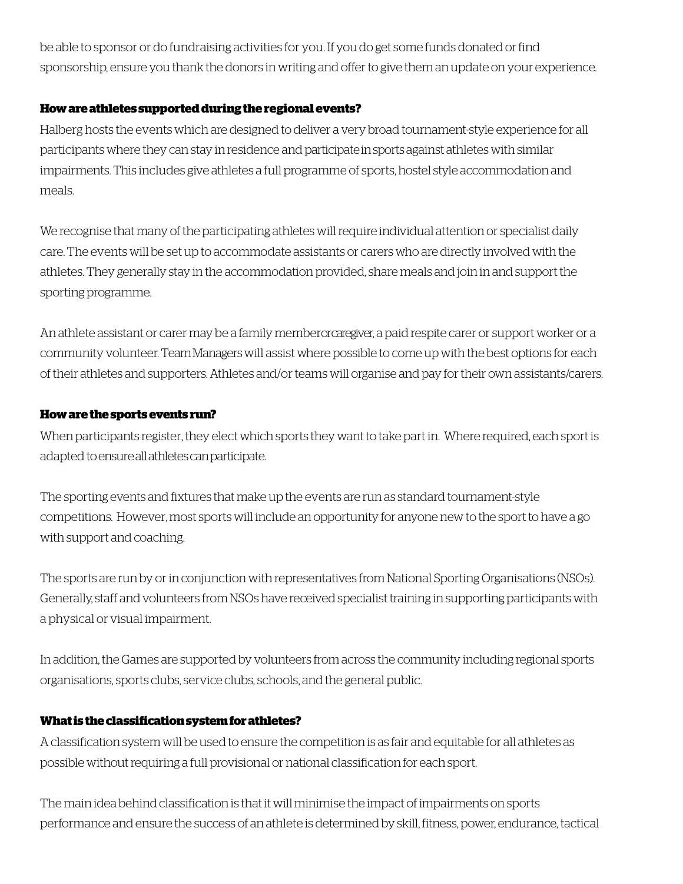be able to sponsor or do fundraising activities for you. If you do get some funds donated or find sponsorship, ensure you thank the donors in writing and offer to give them an update on your experience.

**How are athletes supported during the regional events?**

Halberg hosts the events which are designed to deliver a very broad tournament-style experience for all participants where they can stay in residence and participate in sports against athletes with similar impairments. This includes give athletes a full programme of sports, hostel style accommodation and meals.

We recognise that many of the participating athletes will require individual attention or specialist daily care. The events will be set up to accommodate assistants or carers who are directly involved with the athletes. They generally stay in the accommodation provided, share meals and join in and support the sporting programme.

An athlete assistant or carer may be a family member or caregiver, a paid respite carer or support worker or a community volunteer. Team Managers will assist where possible to come up with the best options for each of their athletes and supporters. Athletes and/or teams will organise and pay for their own assistants/carers.

**How are the sports events run?**

When participants register, they elect which sports they want to take part in. Where required, each sport is adapted to ensure all athletes can participate.

The sporting events and fixtures that make up the events are run as standard tournament-style competitions. However, most sports will include an opportunity for anyone new to the sport to have a go with support and coaching.

The sports are run by or in conjunction with representatives from National Sporting Organisations (NSOs). Generally, staff and volunteers from NSOs have received specialist training in supporting participants with a physical or visual impairment.

In addition, the Games are supported by volunteers from across the community including regional sports organisations, sports clubs, service clubs, schools, and the general public.

**What is the classification system for athletes?**

A classification system will be used to ensure the competition is as fair and equitable for all athletes as possible without requiring a full provisional or national classification for each sport.

The main idea behind classification is that it will minimise the impact of impairments on sports performance and ensure the success of an athlete is determined by skill, fitness, power, endurance, tactical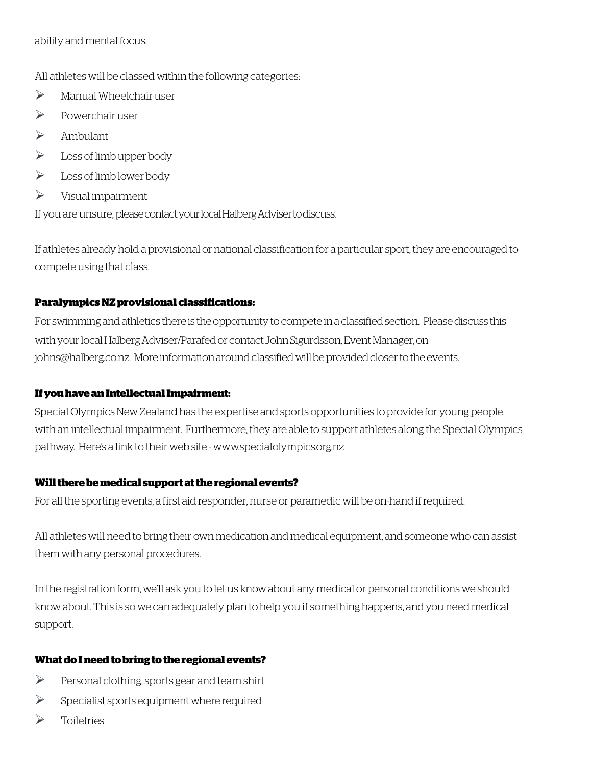ability and mental focus.

All athletes will be classed within the following categories:

- Manual Wheelchair user
- Powerchair user
- Ambulant
- Loss of limb upper body
- Loss of limb lower body
- Visual impairment

If you are unsure, please contact your local Halberg Adviser to discuss.

If athletes already hold a provisional or national classification for a particular sport, they are encouraged to compete using that class.

**Paralympics NZ provisional classifications:**

For swimming and athletics there is the opportunity to compete in a classified section. Please discuss this with your local Halberg Adviser/Parafed or contact John Sigurdsson, Event Manager, on johns@halberg.co.nz. More information around classified will be provided closer to the events.

**If you have an Intellectual Impairment:**

Special Olympics New Zealand has the expertise and sports opportunities to provide for young people with an intellectual impairment. Furthermore, they are able to support athletes along the Special Olympics pathway. Here's a link to their web site - www.specialolympics.org.nz

**Will there be medical support at the regional events?**

For all the sporting events, a first aid responder, nurse or paramedic will be on-hand if required.

All athletes will need to bring their own medication and medical equipment, and someone who can assist them with any personal procedures.

In the registration form, we'll ask you to let us know about any medical or personal conditions we should know about. This is so we can adequately plan to help you if something happens, and you need medical support.

**What do I need to bring to the regional events?**

- Personal clothing, sports gear and team shirt
- Specialist sports equipment where required
- Toiletries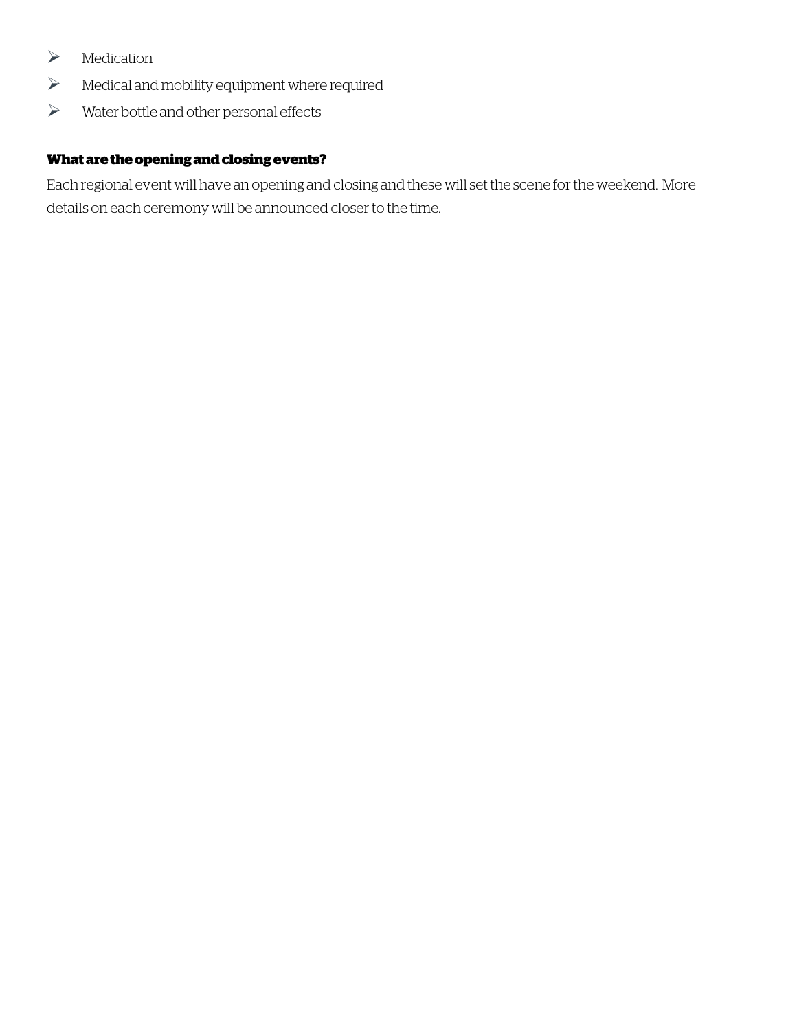- Medication
- Medical and mobility equipment where required
- Water bottle and other personal effects

**What are the opening and closing events?**

Each regional event will have an opening and closing and these will set the scene for the weekend. More details on each ceremony will be announced closer to the time.